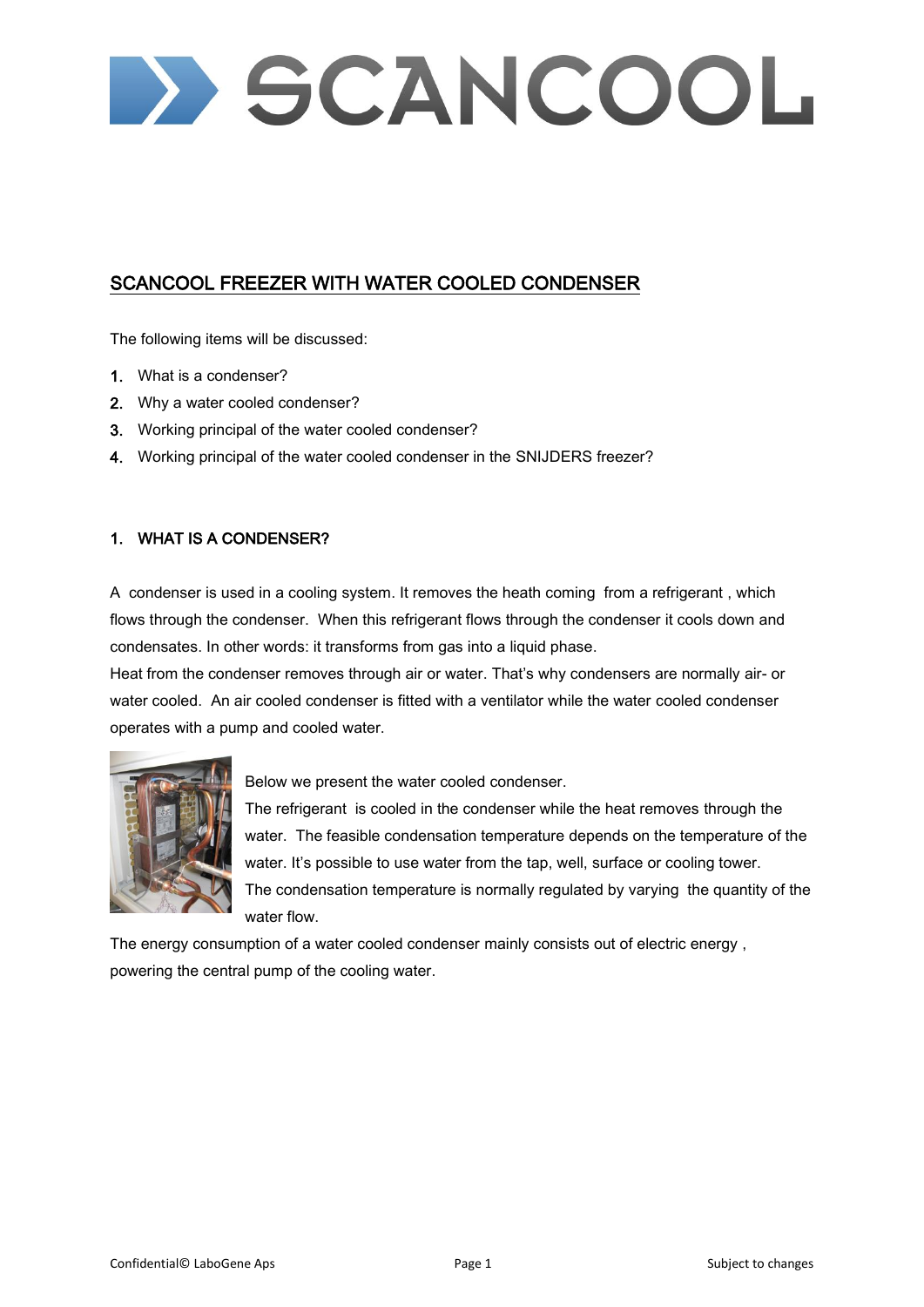# SCANCOOL

## SCANCOOL FREEZER WITH WATER COOLED CONDENSER

The following items will be discussed:

1. What is a condenser?
2. Why a water cooled condenser?
3. Working principal of the water cooled condenser?
4. Working principal of the water cooled condenser in the SNIJDERS freezer?

### 1. WHAT IS A CONDENSER?

A condenser is used in a cooling system. It removes the heath coming from a refrigerant , which flows through the condenser. When this refrigerant flows through the condenser it cools down and condensates. In other words: it transforms from gas into a liquid phase.
Heat from the condenser removes through air or water. That's why condensers are normally air- or water cooled. An air cooled condenser is fitted with a ventilator while the water cooled condenser operates with a pump and cooled water.

Below we present the water cooled condenser.
The refrigerant is cooled in the condenser while the heat removes through the water. The feasible condensation temperature depends on the temperature of the water. It's possible to use water from the tap, well, surface or cooling tower.
The condensation temperature is normally regulated by varying the quantity of the water flow.

The energy consumption of a water cooled condenser mainly consists out of electric energy , powering the central pump of the cooling water.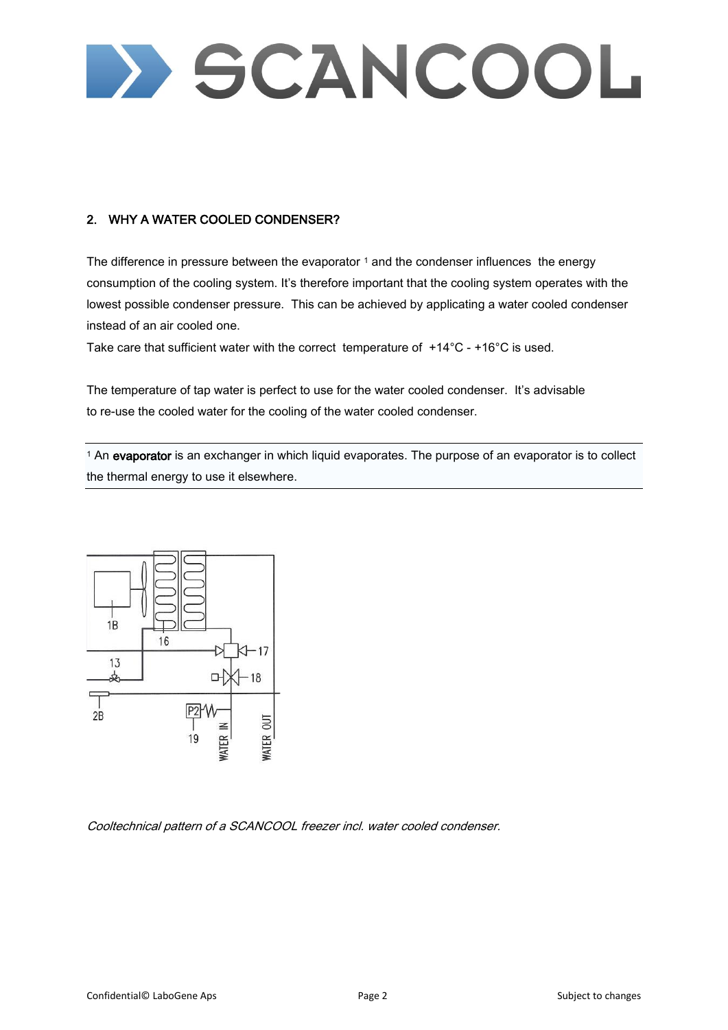## 2. WHY A WATER COOLED CONDENSER?

The difference in pressure between the evaporator [1] and the condenser influences the energy consumption of the cooling system. It's therefore important that the cooling system operates with the lowest possible condenser pressure. This can be achieved by applicating a water cooled condenser instead of an air cooled one.
Take care that sufficient water with the correct temperature of +14°C - +16°C is used.

The temperature of tap water is perfect to use for the water cooled condenser. It's advisable to re-use the cooled water for the cooling of the water cooled condenser.

---

[1] An **evaporator** is an exchanger in which liquid evaporates. The purpose of an evaporator is to collect the thermal energy to use it elsewhere.

---

*Cooltechnical pattern of a SCANCOOL freezer incl. water cooled condenser.*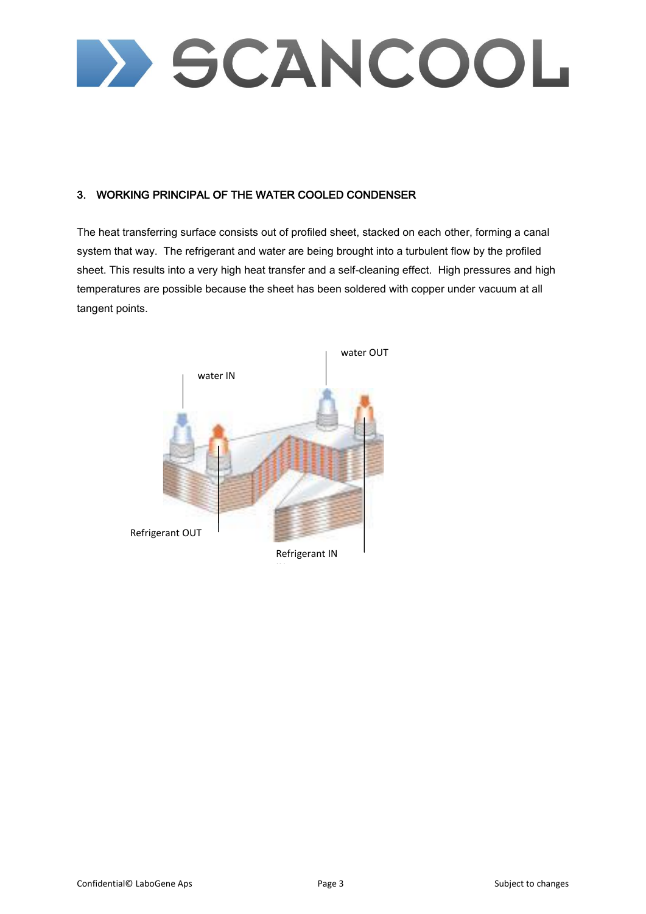## 3. WORKING PRINCIPAL OF THE WATER COOLED CONDENSER

The heat transferring surface consists out of profiled sheet, stacked on each other, forming a canal system that way. The refrigerant and water are being brought into a turbulent flow by the profiled sheet. This results into a very high heat transfer and a self-cleaning effect. High pressures and high temperatures are possible because the sheet has been soldered with copper under vacuum at all tangent points.

water IN

water OUT

Refrigerant OUT

Refrigerant IN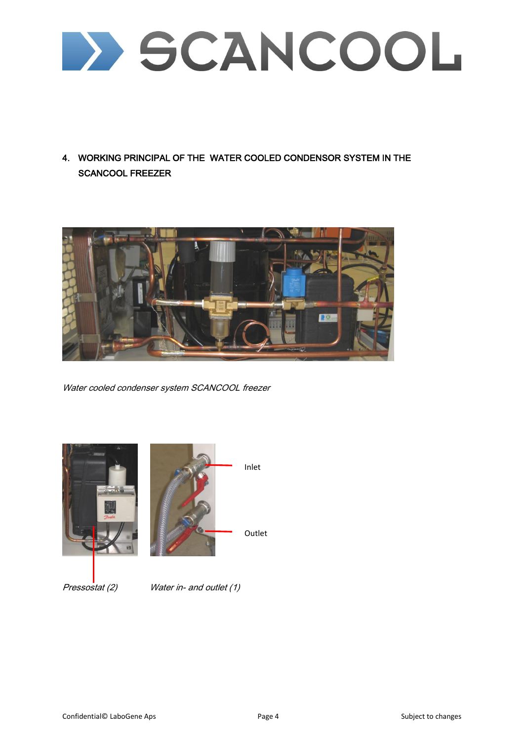## 4. WORKING PRINCIPAL OF THE WATER COOLED CONDENSOR SYSTEM IN THE SCANCOOL FREEZER

*Water cooled condenser system SCANCOOL freezer*

Inlet

Outlet

*Pressostat (2)* *Water in- and outlet (1)*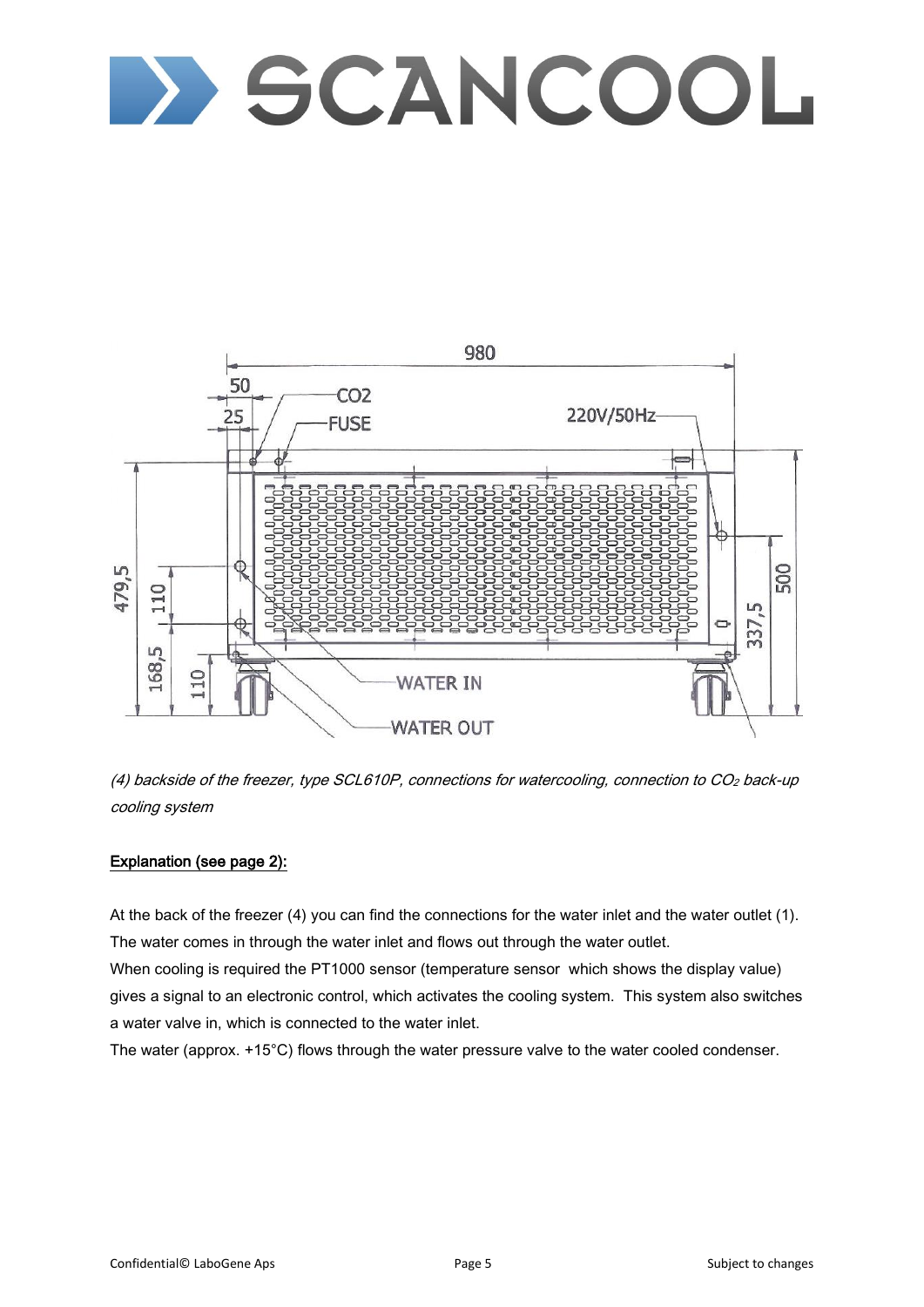(4) backside of the freezer, type SCL610P, connections for watercooling, connection to $CO_2$ back-up cooling system

**Explanation (see page 2):**

At the back of the freezer (4) you can find the connections for the water inlet and the water outlet (1). The water comes in through the water inlet and flows out through the water outlet.

When cooling is required the PT1000 sensor (temperature sensor which shows the display value) gives a signal to an electronic control, which activates the cooling system. This system also switches a water valve in, which is connected to the water inlet.

The water (approx. +15°C) flows through the water pressure valve to the water cooled condenser.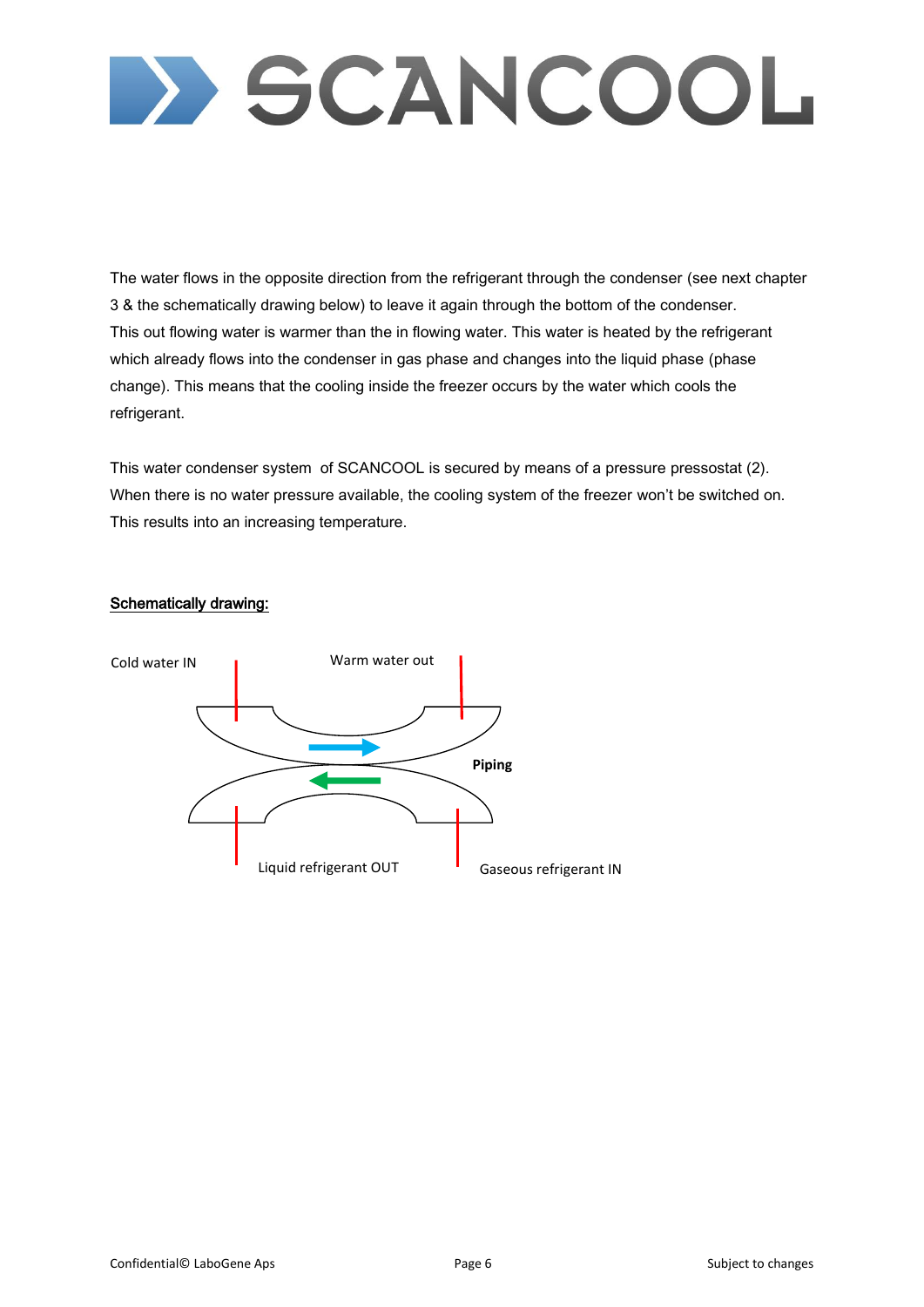The water flows in the opposite direction from the refrigerant through the condenser (see next chapter 3 & the schematically drawing below) to leave it again through the bottom of the condenser. This out flowing water is warmer than the in flowing water. This water is heated by the refrigerant which already flows into the condenser in gas phase and changes into the liquid phase (phase change). This means that the cooling inside the freezer occurs by the water which cools the refrigerant.

This water condenser system of SCANCOOL is secured by means of a pressure pressostat (2). When there is no water pressure available, the cooling system of the freezer won't be switched on. This results into an increasing temperature.

**Schematically drawing:**

Cold water IN

Warm water out

Piping

Liquid refrigerant OUT

Gaseous refrigerant IN